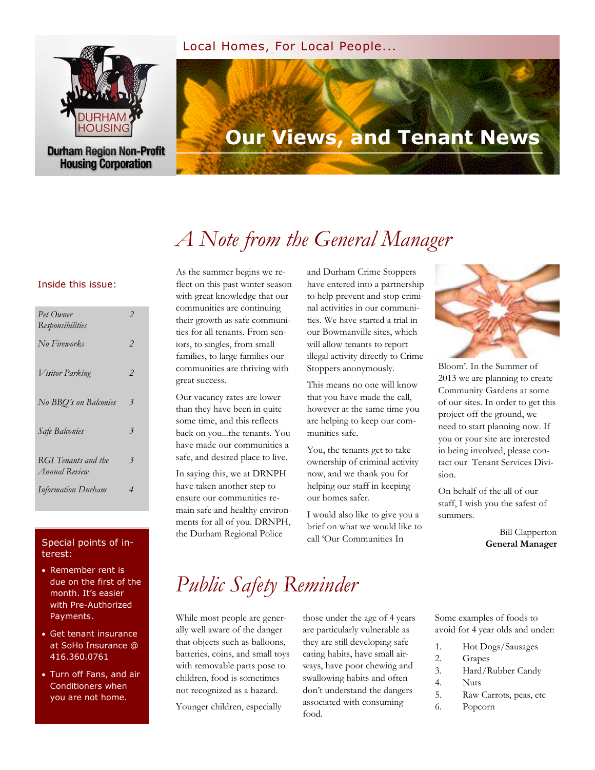Durham Housing

Durham Region Non-Profit Housing Corporation

Local Homes, For Local People...

# Our Views, and Tenant News

## Inside this issue:

| | |
|---|---|
| *Pet Owner Responsibilities* | *2* |
| *No Fireworks* | *2* |
| *Visitor Parking* | *2* |
| *No BBQ's on Balconies* | *3* |
| *Safe Balconies* | *3* |
| *RGI Tenants and the Annual Review* | *3* |
| *Information Durham* | *4* |

### Special points of interest:

- Remember rent is due on the first of the month. It's easier with Pre-Authorized Payments.
- Get tenant insurance at SoHo Insurance @ 416.360.0761
- Turn off Fans, and air Conditioners when you are not home.

## *A Note from the General Manager*

As the summer begins we reflect on this past winter season with great knowledge that our communities are continuing their growth as safe communities for all tenants. From seniors, to singles, from small families, to large families our communities are thriving with great success.

Our vacancy rates are lower than they have been in quite some time, and this reflects back on you...the tenants. You have made our communities a safe, and desired place to live.

In saying this, we at DRNPH have taken another step to ensure our communities remain safe and healthy environments for all of you. DRNPH, the Durham Regional Police and Durham Crime Stoppers have entered into a partnership to help prevent and stop criminal activities in our communities. We have started a trial in our Bowmanville sites, which will allow tenants to report illegal activity directly to Crime Stoppers anonymously.

This means no one will know that you have made the call, however at the same time you are helping to keep our communities safe.

You, the tenants get to take ownership of criminal activity now, and we thank you for helping our staff in keeping our homes safer.

I would also like to give you a brief on what we would like to call 'Our Communities In Bloom'. In the Summer of 2013 we are planning to create Community Gardens at some of our sites. In order to get this project off the ground, we need to start planning now. If you or your site are interested in being involved, please contact our Tenant Services Division.

On behalf of the all of our staff, I wish you the safest of summers.

Bill Clapperton  
**General Manager**

## *Public Safety Reminder*

While most people are generally well aware of the danger that objects such as balloons, batteries, coins, and small toys with removable parts pose to children, food is sometimes not recognized as a hazard.

Younger children, especially those under the age of 4 years are particularly vulnerable as they are still developing safe eating habits, have small airways, have poor chewing and swallowing habits and often don't understand the dangers associated with consuming food.

Some examples of foods to avoid for 4 year olds and under:

1. Hot Dogs/Sausages
2. Grapes
3. Hard/Rubber Candy
4. Nuts
5. Raw Carrots, peas, etc
6. Popcorn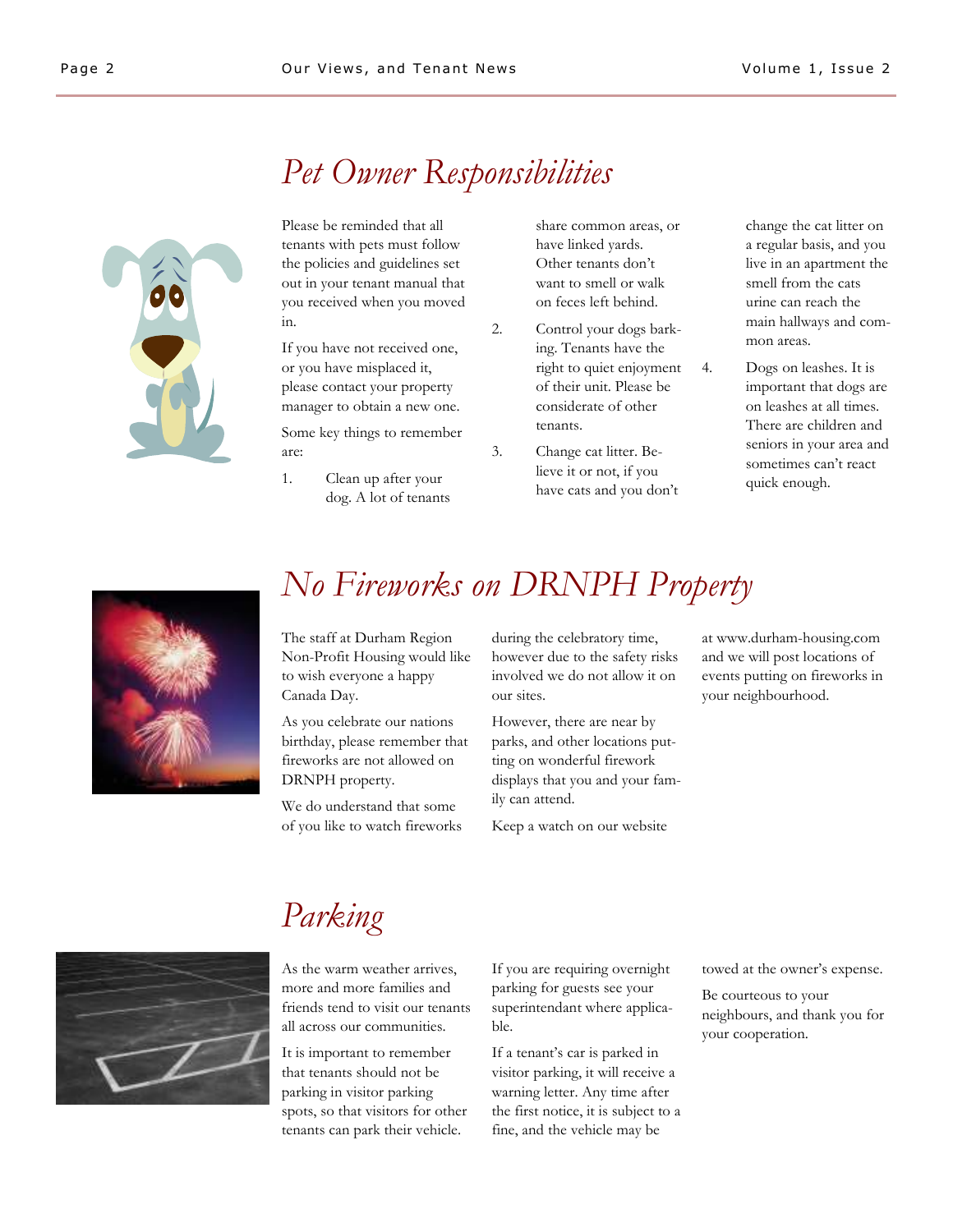## *Pet Owner Responsibilities*

Please be reminded that all tenants with pets must follow the policies and guidelines set out in your tenant manual that you received when you moved in.

If you have not received one, or you have misplaced it, please contact your property manager to obtain a new one.

Some key things to remember are:

1. Clean up after your dog. A lot of tenants share common areas, or have linked yards. Other tenants don't want to smell or walk on feces left behind.
2. Control your dogs barking. Tenants have the right to quiet enjoyment of their unit. Please be considerate of other tenants.
3. Change cat litter. Believe it or not, if you have cats and you don't change the cat litter on a regular basis, and you live in an apartment the smell from the cats urine can reach the main hallways and common areas.
4. Dogs on leashes. It is important that dogs are on leashes at all times. There are children and seniors in your area and sometimes can't react quick enough.

## *No Fireworks on DRNPH Property*

The staff at Durham Region Non-Profit Housing would like to wish everyone a happy Canada Day.

As you celebrate our nations birthday, please remember that fireworks are not allowed on DRNPH property.

We do understand that some of you like to watch fireworks during the celebratory time, however due to the safety risks involved we do not allow it on our sites.

However, there are near by parks, and other locations putting on wonderful firework displays that you and your family can attend.

Keep a watch on our website at www.durham-housing.com and we will post locations of events putting on fireworks in your neighbourhood.

## *Parking*

As the warm weather arrives, more and more families and friends tend to visit our tenants all across our communities.

It is important to remember that tenants should not be parking in visitor parking spots, so that visitors for other tenants can park their vehicle.

If you are requiring overnight parking for guests see your superintendant where applicable.

If a tenant's car is parked in visitor parking, it will receive a warning letter. Any time after the first notice, it is subject to a fine, and the vehicle may be towed at the owner's expense.

Be courteous to your neighbours, and thank you for your cooperation.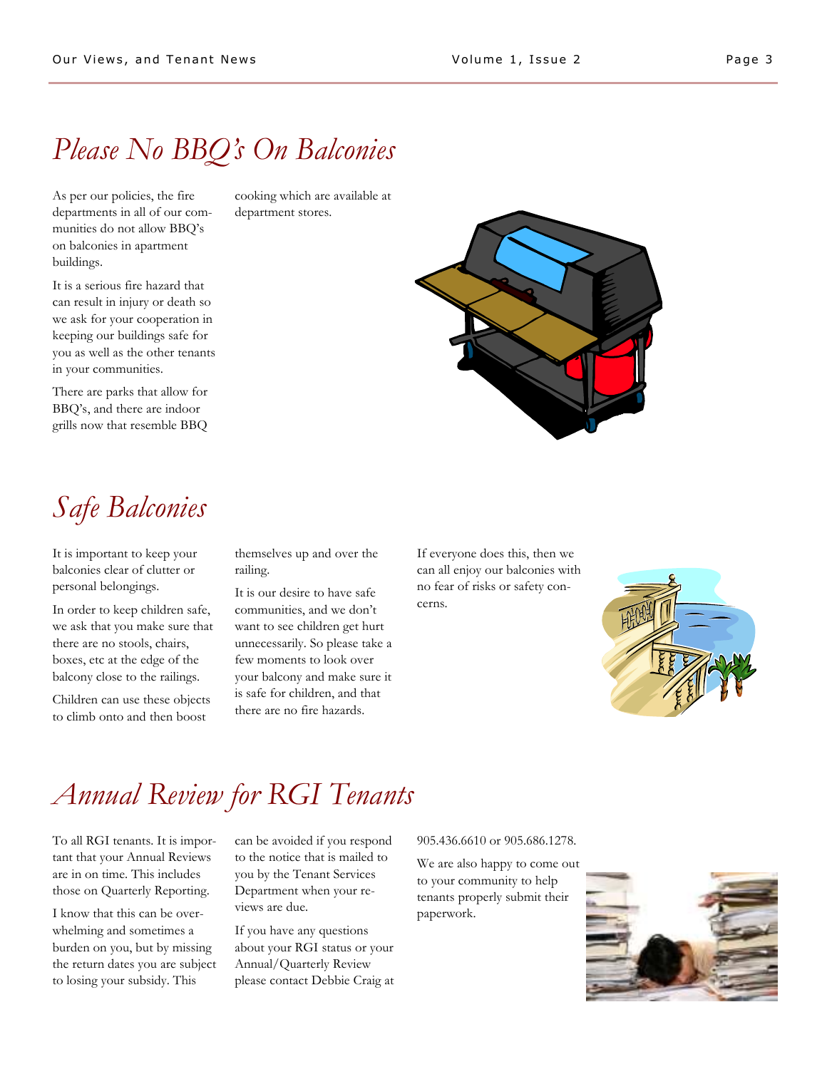## Please No BBQ's On Balconies

As per our policies, the fire departments in all of our communities do not allow BBQ's on balconies in apartment buildings.

It is a serious fire hazard that can result in injury or death so we ask for your cooperation in keeping our buildings safe for you as well as the other tenants in your communities.

There are parks that allow for BBQ's, and there are indoor grills now that resemble BBQ cooking which are available at department stores.

## Safe Balconies

It is important to keep your balconies clear of clutter or personal belongings.

In order to keep children safe, we ask that you make sure that there are no stools, chairs, boxes, etc at the edge of the balcony close to the railings.

Children can use these objects to climb onto and then boost themselves up and over the railing.

It is our desire to have safe communities, and we don't want to see children get hurt unnecessarily. So please take a few moments to look over your balcony and make sure it is safe for children, and that there are no fire hazards.

If everyone does this, then we can all enjoy our balconies with no fear of risks or safety concerns.

## Annual Review for RGI Tenants

To all RGI tenants. It is important that your Annual Reviews are in on time. This includes those on Quarterly Reporting.

I know that this can be overwhelming and sometimes a burden on you, but by missing the return dates you are subject to losing your subsidy. This can be avoided if you respond to the notice that is mailed to you by the Tenant Services Department when your reviews are due.

If you have any questions about your RGI status or your Annual/Quarterly Review please contact Debbie Craig at 905.436.6610 or 905.686.1278.

We are also happy to come out to your community to help tenants properly submit their paperwork.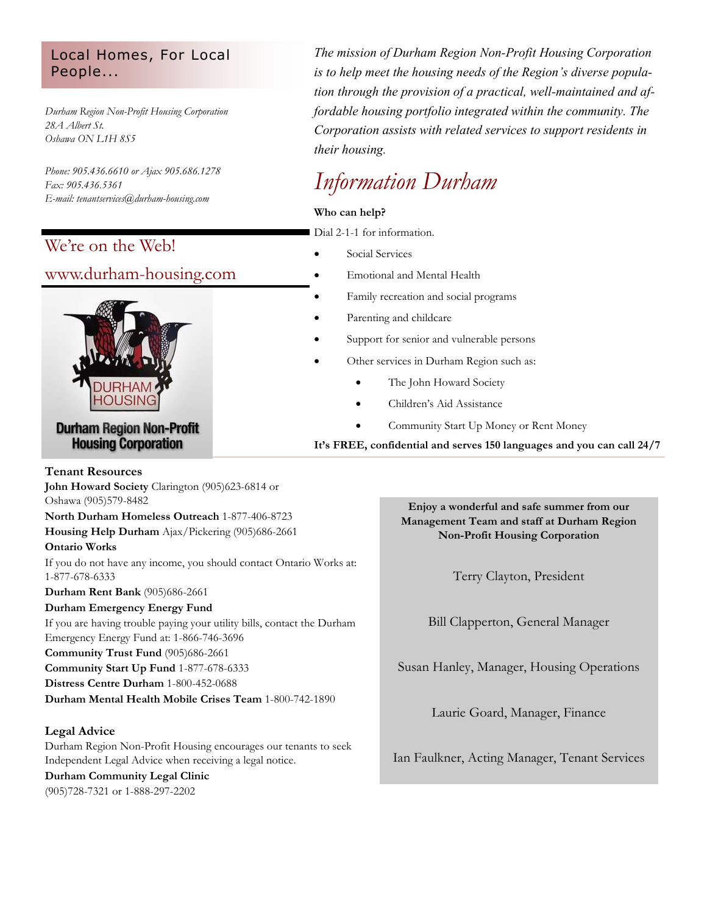## Local Homes, For Local People...

*Durham Region Non-Profit Housing Corporation*
*28A Albert St.*
*Oshawa ON L1H 8S5*

*Phone: 905.436.6610 or Ajax 905.686.1278*
*Fax: 905.436.5361*
*E-mail: tenantservices@durham-housing.com*

## We're on the Web!

## www.durham-housing.com

DURHAM HOUSING

**Durham Region Non-Profit Housing Corporation**

*The mission of Durham Region Non-Profit Housing Corporation is to help meet the housing needs of the Region's diverse population through the provision of a practical, well-maintained and affordable housing portfolio integrated within the community. The Corporation assists with related services to support residents in their housing.*

# *Information Durham*

**Who can help?**

Dial 2-1-1 for information.

- Social Services
- Emotional and Mental Health
- Family recreation and social programs
- Parenting and childcare
- Support for senior and vulnerable persons
- Other services in Durham Region such as:
  - The John Howard Society
  - Children's Aid Assistance
  - Community Start Up Money or Rent Money

**It's FREE, confidential and serves 150 languages and you can call 24/7**

### Tenant Resources

**John Howard Society** Clarington (905)623-6814 or Oshawa (905)579-8482

**North Durham Homeless Outreach** 1-877-406-8723

**Housing Help Durham** Ajax/Pickering (905)686-2661

**Ontario Works**

If you do not have any income, you should contact Ontario Works at: 1-877-678-6333

**Durham Rent Bank** (905)686-2661

**Durham Emergency Energy Fund**

If you are having trouble paying your utility bills, contact the Durham Emergency Energy Fund at: 1-866-746-3696

**Community Trust Fund** (905)686-2661

**Community Start Up Fund** 1-877-678-6333

**Distress Centre Durham** 1-800-452-0688

**Durham Mental Health Mobile Crises Team** 1-800-742-1890

### Legal Advice

Durham Region Non-Profit Housing encourages our tenants to seek Independent Legal Advice when receiving a legal notice.

**Durham Community Legal Clinic**

(905)728-7321 or 1-888-297-2202

**Enjoy a wonderful and safe summer from our Management Team and staff at Durham Region Non-Profit Housing Corporation**

Terry Clayton, President

Bill Clapperton, General Manager

Susan Hanley, Manager, Housing Operations

Laurie Goard, Manager, Finance

Ian Faulkner, Acting Manager, Tenant Services